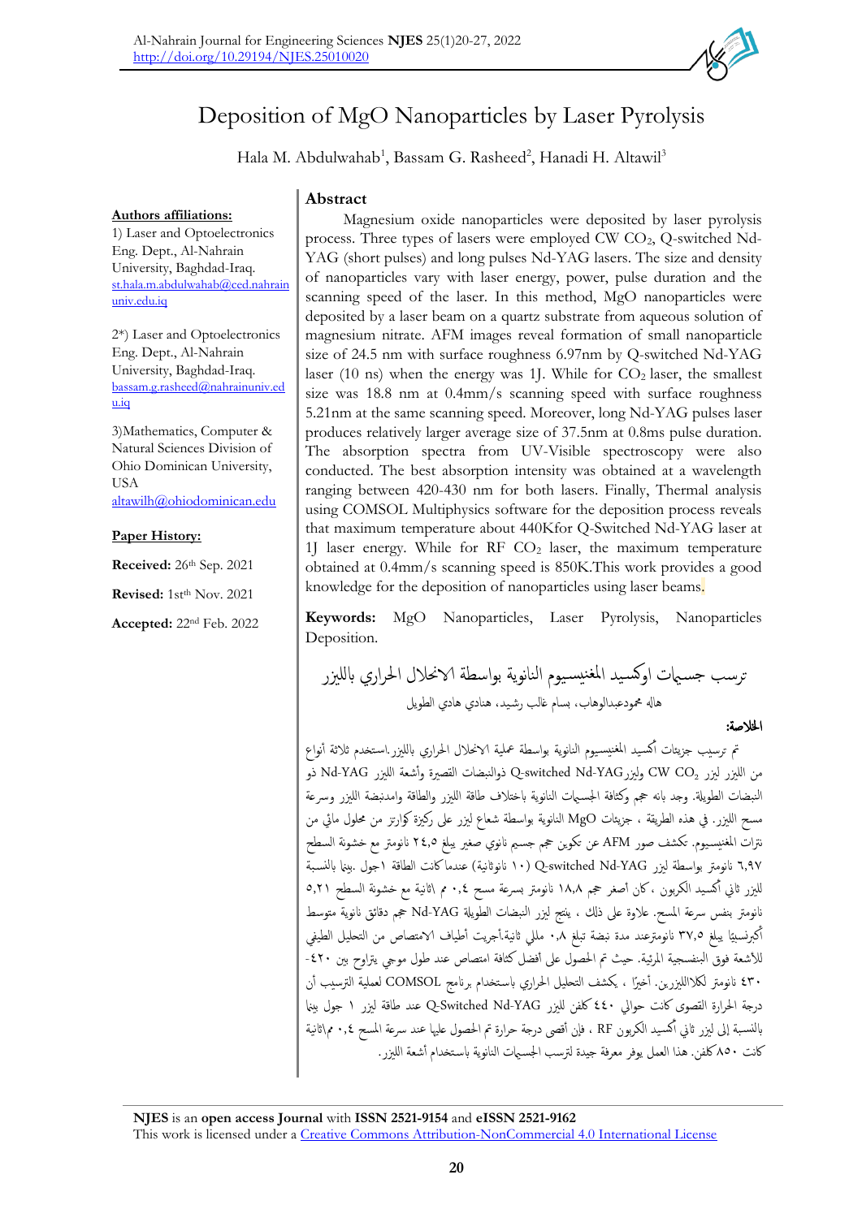# Deposition of MgO Nanoparticles by Laser Pyrolysis

Hala M. Abdulwahab[1], Bassam G. Rasheed[2], Hanadi H. Altawil[3]

**Authors affiliations:**

1) Laser and Optoelectronics Eng. Dept., Al-Nahrain University, Baghdad-Iraq. st.hala.m.abdulwahab@ced.nahrainuniv.edu.iq

2*) Laser and Optoelectronics Eng. Dept., Al-Nahrain University, Baghdad-Iraq. bassam.g.rasheed@nahrainuniv.edu.iq

3) Mathematics, Computer & Natural Sciences Division of Ohio Dominican University, USA altawilh@ohiodominican.edu

**Paper History:**

**Received:** 26th Sep. 2021

**Revised:** 1st Nov. 2021

**Accepted:** 22nd Feb. 2022

## Abstract

Magnesium oxide nanoparticles were deposited by laser pyrolysis process. Three types of lasers were employed CW $CO_2$, Q-switched Nd-YAG (short pulses) and long pulses Nd-YAG lasers. The size and density of nanoparticles vary with laser energy, power, pulse duration and the scanning speed of the laser. In this method, MgO nanoparticles were deposited by a laser beam on a quartz substrate from aqueous solution of magnesium nitrate. AFM images reveal formation of small nanoparticle size of 24.5 nm with surface roughness 6.97nm by Q-switched Nd-YAG laser (10 ns) when the energy was 1J. While for $CO_2$ laser, the smallest size was 18.8 nm at 0.4mm/s scanning speed with surface roughness 5.21nm at the same scanning speed. Moreover, long Nd-YAG pulses laser produces relatively larger average size of 37.5nm at 0.8ms pulse duration. The absorption spectra from UV-Visible spectroscopy were also conducted. The best absorption intensity was obtained at a wavelength ranging between 420-430 nm for both lasers. Finally, Thermal analysis using COMSOL Multiphysics software for the deposition process reveals that maximum temperature about 440Kfor Q-Switched Nd-YAG laser at 1J laser energy. While for RF $CO_2$ laser, the maximum temperature obtained at 0.4mm/s scanning speed is 850K.This work provides a good knowledge for the deposition of nanoparticles using laser beams.

**Keywords:** MgO Nanoparticles, Laser Pyrolysis, Nanoparticles Deposition.

# ترسب جسيمات اوكسيد المغنيسيوم النانوية بواسطة الانحلال الحراري بالليزر

هاله محمودعبدالوهاب، بسام غالب رشيد، هنادي هادي الطويل

**الخلاصة:**

تم ترسيب جزيئات أكسيد المغنيسيوم النانوية بواسطة عملية الانحلال الحراري بالليزر.استخدم ثلاثة أنواع من الليزر لبزر CW $CO_2$ وليزرQ-switched Nd-YAG ذوالنبضات القصيرة وأشعة الليزر Nd-YAG ذو النبضات الطويلة. وجد بانه حجم وكثافة الجسيمات النانوية باختلاف طاقة الليزر والطاقة وامدبنضة الليزر وسرعة مسح الليزر. في هذه الطريقة ، جزيئات MgO النانوية بواسطة شعاع ليزر على ركيزة كوارتز من محلول مائي من نترات المغنيسيوم. تكشف صور AFM عن تكوين حجم جسيم نانوي صغير يبلغ ٢٤,٥ نانومتر مع خشونة السطح ٦,٩٧ نانومتر بواسطة ليزر Q-switched Nd-YAG (١٠ نانوثانية) عندما كانت الطاقة ١جول .بينما بالنسبة لليزر ثاني أكسيد الكربون ، كان أصغر حجم ١٨,٨ نانومتر بسرعة مسح ٠,٤ م \ثانية مع خشونة السطح ٥,٢١ نانومتر بنفس سرعة المسح. علاوة على ذلك ، ينتج ليزر النبضات الطويلة Nd-YAG حجم دقائق نانوية متوسط أكبرنسبيًا يبلغ ٣٧,٥ نانومترعند مدة نبضة تبلغ ٠,٨ مللي ثانية.أجريت أطياف الامتصاص من التحليل الطيفي للأشعة فوق البنفسجية المرئية. حيث تم الحصول على أفضل كثافة امتصاص عند طول موجي يتراوح بين ٤٢٠-٤٣٠ نانومتر لكلااللليزرين. أخيرًا ، يكشف التحليل الحراري باستخدام برنامج COMSOL لعملية الترسيب أن درجة الحرارة القصوى كانت حوالي ٤٤٠ كلفن لليزر Q-Switched Nd-YAG عند طاقة ليزر ١ جول بينما بالنسبة إلى ليزر ثاني أكسيد الكربون RF ، فإن أقصى درجة حرارة تم الحصول عليها عند سرعة المسح ٠,٤ مم\ثانية كانت ٨٥٠ كلفن. هذا العمل يوفر معرفة جيدة لترسب الجسيمات النانوية باستخدام أشعة الليزر.

**NJES** is an **open access Journal** with **ISSN 2521-9154** and **eISSN 2521-9162**
This work is licensed under a Creative Commons Attribution-NonCommercial 4.0 International License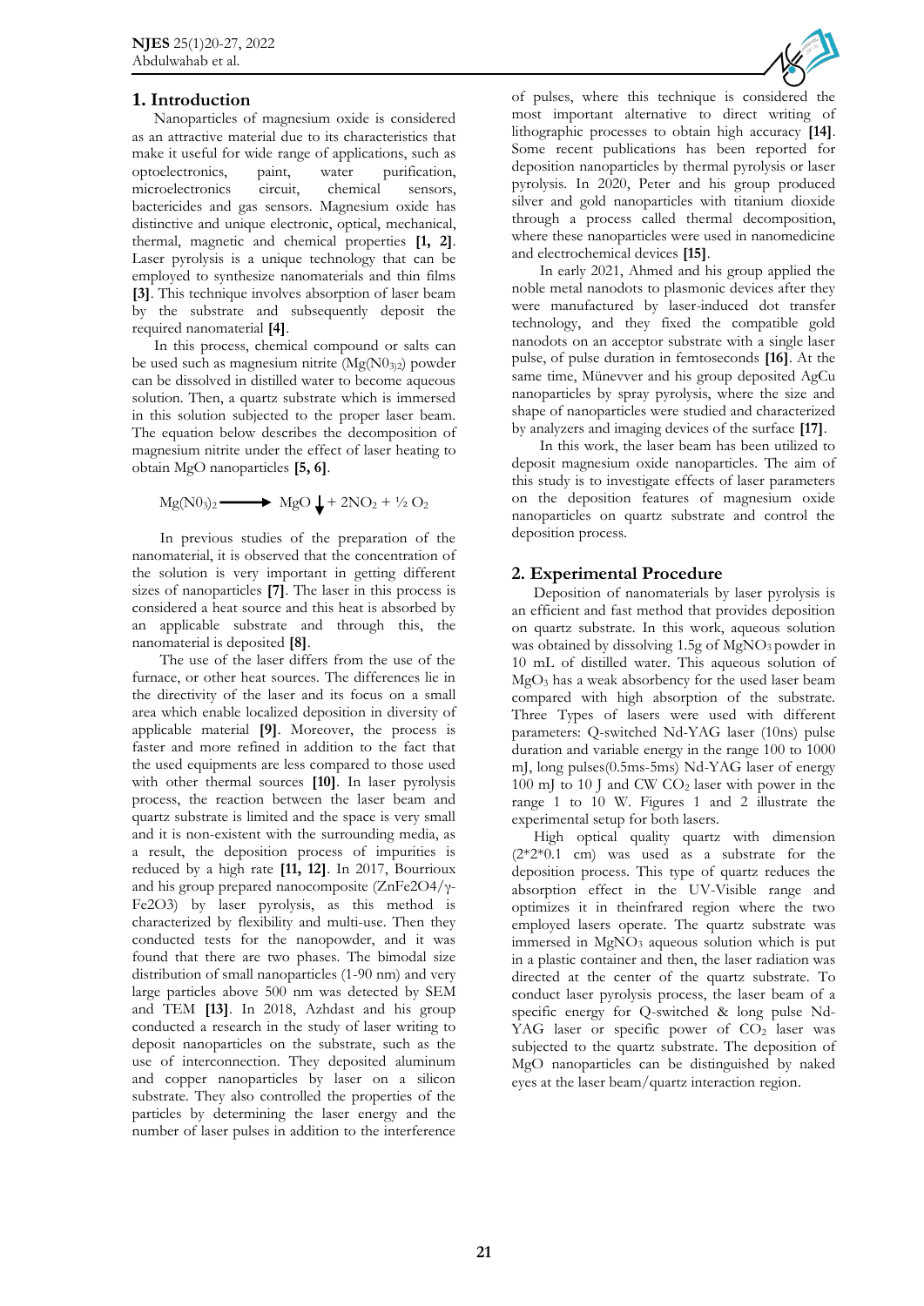## 1. Introduction

Nanoparticles of magnesium oxide is considered as an attractive material due to its characteristics that make it useful for wide range of applications, such as optoelectronics, paint, water purification, microelectronics circuit, chemical sensors, bactericides and gas sensors. Magnesium oxide has distinctive and unique electronic, optical, mechanical, thermal, magnetic and chemical properties **[1, 2]**. Laser pyrolysis is a unique technology that can be employed to synthesize nanamaterials and thin films **[3]**. This technique involves absorption of laser beam by the substrate and subsequently deposit the required nanomaterial **[4]**.

In this process, chemical compound or salts can be used such as magnesium nitrite ($Mg(N0_{3})_{2}$) powder can be dissolved in distilled water to become aqueous solution. Then, a quartz substrate which is immersed in this solution subjected to the proper laser beam. The equation below describes the decomposition of magnesium nitrite under the effect of laser heating to obtain MgO nanoparticles **[5, 6]**.

$$Mg(N0_3)_2 \longrightarrow MgO \downarrow + 2NO_2 + \frac{1}{2} O_2$$

In previous studies of the preparation of the nanomaterial, it is observed that the concentration of the solution is very important in getting different sizes of nanoparticles **[7]**. The laser in this process is considered a heat source and this heat is absorbed by an applicable substrate and through this, the nanomaterial is deposited **[8]**.

The use of the laser differs from the use of the furnace, or other heat sources. The differences lie in the directivity of the laser and its focus on a small area which enable localized deposition in diversity of applicable material **[9]**. Moreover, the process is faster and more refined in addition to the fact that the used equipments are less compared to those used with other thermal sources **[10]**. In laser pyrolysis process, the reaction between the laser beam and quartz substrate is limited and the space is very small and it is non-existent with the surrounding media, as a result, the deposition process of impurities is reduced by a high rate **[11, 12]**. In 2017, Bourrioux and his group prepared nanocomposite ($ZnFe2O4/\gamma$-$Fe2O3$) by laser pyrolysis, as this method is characterized by flexibility and multi-use. Then they conducted tests for the nanopowder, and it was found that there are two phases. The bimodal size distribution of small nanoparticles (1-90 nm) and very large particles above 500 nm was detected by SEM and TEM **[13]**. In 2018, Azhdast and his group conducted a research in the study of laser writing to deposit nanoparticles on the substrate, such as the use of interconnection. They deposited aluminum and copper nanoparticles by laser on a silicon substrate. They also controlled the properties of the particles by determining the laser energy and the number of laser pulses in addition to the interference of pulses, where this technique is considered the most important alternative to direct writing of lithographic processes to obtain high accuracy **[14]**. Some recent publications has been reported for deposition nanoparticles by thermal pyrolysis or laser pyrolysis. In 2020, Peter and his group produced silver and gold nanoparticles with titanium dioxide through a process called thermal decomposition, where these nanoparticles were used in nanomedicine and electrochemical devices **[15]**.

In early 2021, Ahmed and his group applied the noble metal nanodots to plasmonic devices after they were manufactured by laser-induced dot transfer technology, and they fixed the compatible gold nanodots on an acceptor substrate with a single laser pulse, of pulse duration in femtoseconds **[16]**. At the same time, Münevver and his group deposited AgCu nanoparticles by spray pyrolysis, where the size and shape of nanoparticles were studied and characterized by analyzers and imaging devices of the surface **[17]**.

In this work, the laser beam has been utilized to deposit magnesium oxide nanoparticles. The aim of this study is to investigate effects of laser parameters on the deposition features of magnesium oxide nanoparticles on quartz substrate and control the deposition process.

## 2. Experimental Procedure

Deposition of nanomaterials by laser pyrolysis is an efficient and fast method that provides deposition on quartz substrate. In this work, aqueous solution was obtained by dissolving 1.5g of $MgNO_3$ powder in 10 mL of distilled water. This aqueous solution of $MgO_3$ has a weak absorbency for the used laser beam compared with high absorption of the substrate. Three Types of lasers were used with different parameters: Q-switched Nd-YAG laser (10ns) pulse duration and variable energy in the range 100 to 1000 mJ, long pulses(0.5ms-5ms) Nd-YAG laser of energy 100 mJ to 10 J and CW $CO_2$ laser with power in the range 1 to 10 W. Figures 1 and 2 illustrate the experimental setup for both lasers.

High optical quality quartz with dimension (2*2*0.1 cm) was used as a substrate for the deposition process. This type of quartz reduces the absorption effect in the UV-Visible range and optimizes it in theinfrared region where the two employed lasers operate. The quartz substrate was immersed in $MgNO_3$ aqueous solution which is put in a plastic container and then, the laser radiation was directed at the center of the quartz substrate. To conduct laser pyrolysis process, the laser beam of a specific energy for Q-switched & long pulse Nd-YAG laser or specific power of $CO_2$ laser was subjected to the quartz substrate. The deposition of MgO nanoparticles can be distinguished by naked eyes at the laser beam/quartz interaction region.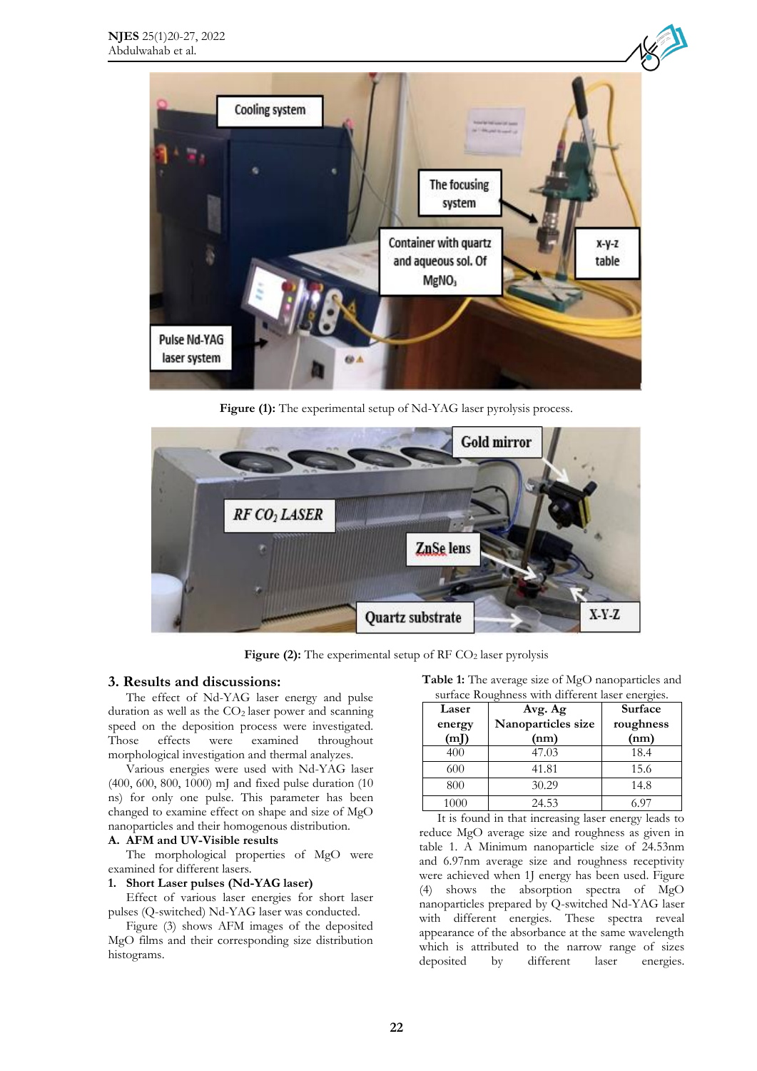Figure (1): The experimental setup of Nd-YAG laser pyrolysis process.

Figure (2): The experimental setup of RF $CO_2$ laser pyrolysis

## 3. Results and discussions:

The effect of Nd-YAG laser energy and pulse duration as well as the $CO_2$ laser power and scanning speed on the deposition process were investigated. Those effects were examined throughout morphological investigation and thermal analyzes.

Various energies were used with Nd-YAG laser (400, 600, 800, 1000) mJ and fixed pulse duration (10 ns) for only one pulse. This parameter has been changed to examine effect on shape and size of MgO nanoparticles and their homogenous distribution.

### A. AFM and UV-Visible results

The morphological properties of MgO were examined for different lasers.

#### 1. Short Laser pulses (Nd-YAG laser)

Effect of various laser energies for short laser pulses (Q-switched) Nd-YAG laser was conducted.

Figure (3) shows AFM images of the deposited MgO films and their corresponding size distribution histograms.

**Table 1:** The average size of MgO nanoparticles and surface Roughness with different laser energies.

| Laser energy (mJ) | Avg. Ag Nanoparticles size (nm) | Surface roughness (nm) |
|---|---|---|
| 400 | 47.03 | 18.4 |
| 600 | 41.81 | 15.6 |
| 800 | 30.29 | 14.8 |
| 1000 | 24.53 | 6.97 |

It is found in that increasing laser energy leads to reduce MgO average size and roughness as given in table 1. A Minimum nanoparticle size of 24.53nm and 6.97nm average size and roughness receptivity were achieved when 1J energy has been used. Figure (4) shows the absorption spectra of MgO nanoparticles prepared by Q-switched Nd-YAG laser with different energies. These spectra reveal appearance of the absorbance at the same wavelength which is attributed to the narrow range of sizes deposited by different laser energies.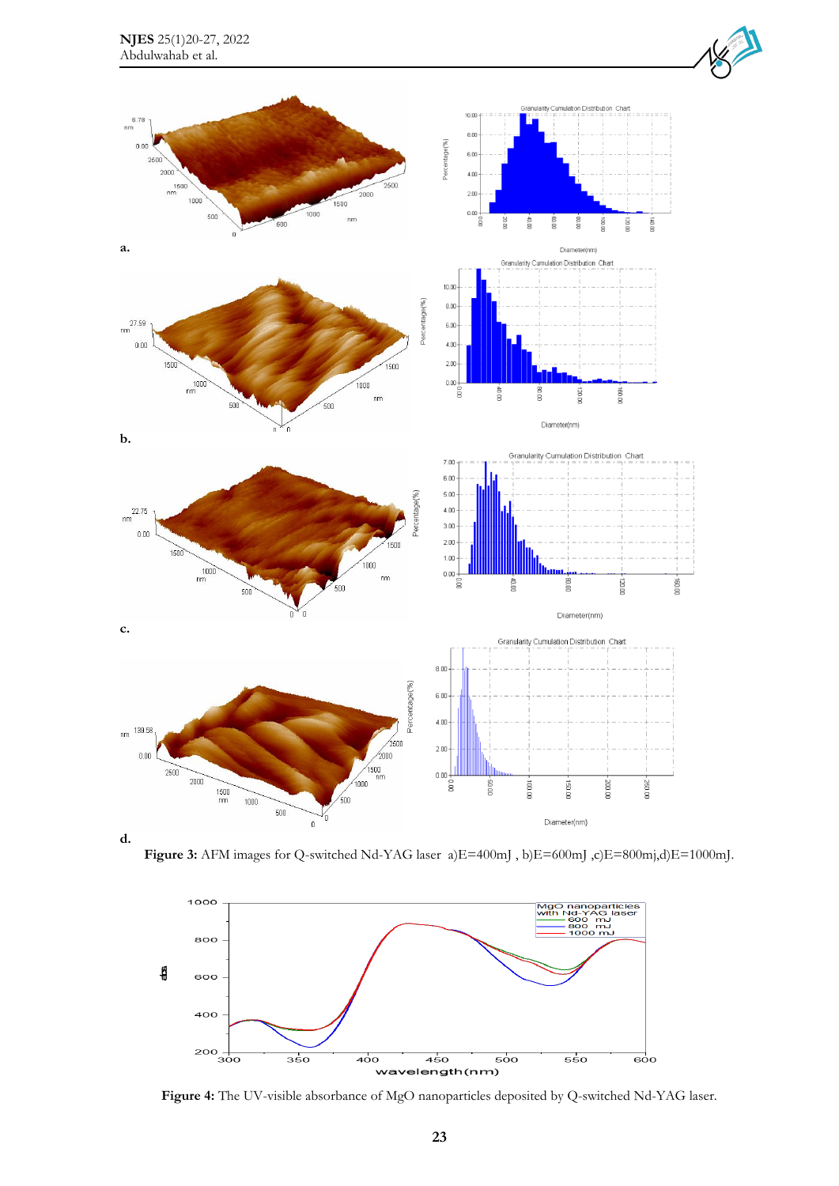**Figure 3:** AFM images for Q-switched Nd-YAG laser a)E=400mJ , b)E=600mJ ,c)E=800mj,d)E=1000mJ.

**Figure 4:** The UV-visible absorbance of MgO nanoparticles deposited by Q-switched Nd-YAG laser.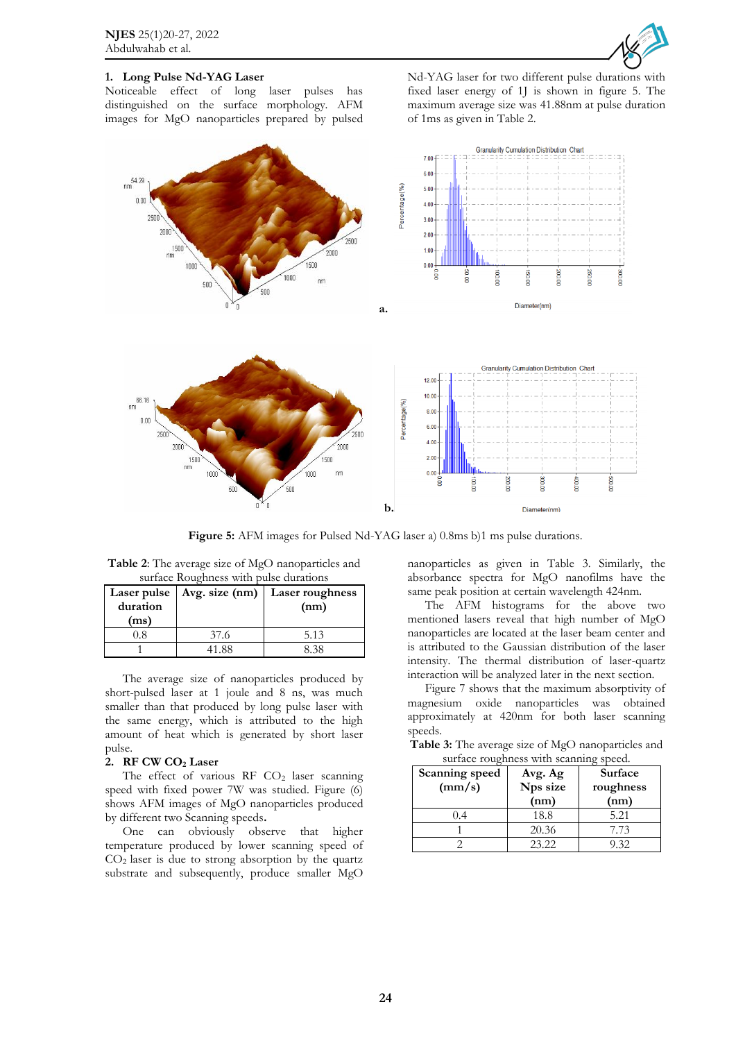### 1. Long Pulse Nd-YAG Laser

Noticeable effect of long laser pulses has distinguished on the surface morphology. AFM images for MgO nanoparticles prepared by pulsed Nd-YAG laser for two different pulse durations with fixed laser energy of 1J is shown in figure 5. The maximum average size was 41.88nm at pulse duration of 1ms as given in Table 2.

**Figure 5:** AFM images for Pulsed Nd-YAG laser a) 0.8ms b)1 ms pulse durations.

**Table 2**: The average size of MgO nanoparticles and surface Roughness with pulse durations

| Laser pulse duration (ms) | Avg. size (nm) | Laser roughness (nm) |
|---|---|---|
| 0.8 | 37.6 | 5.13 |
| 1 | 41.88 | 8.38 |

The average size of nanoparticles produced by short-pulsed laser at 1 joule and 8 ns, was much smaller than that produced by long pulse laser with the same energy, which is attributed to the high amount of heat which is generated by short laser pulse.

### 2. RF CW $CO_2$ Laser

The effect of various RF $CO_2$ laser scanning speed with fixed power 7W was studied. Figure (6) shows AFM images of MgO nanoparticles produced by different two Scanning speeds.

One can obviously observe that higher temperature produced by lower scanning speed of $CO_2$ laser is due to strong absorption by the quartz substrate and subsequently, produce smaller MgO nanoparticles as given in Table 3. Similarly, the absorbance spectra for MgO nanofilms have the same peak position at certain wavelength 424nm.

The AFM histograms for the above two mentioned lasers reveal that high number of MgO nanoparticles are located at the laser beam center and is attributed to the Gaussian distribution of the laser intensity. The thermal distribution of laser-quartz interaction will be analyzed later in the next section.

Figure 7 shows that the maximum absorptivity of magnesium oxide nanoparticles was obtained approximately at 420nm for both laser scanning speeds.

**Table 3:** The average size of MgO nanoparticles and surface roughness with scanning speed.

| Scanning speed (mm/s) | Avg. Ag Nps size (nm) | Surface roughness (nm) |
|---|---|---|
| 0.4 | 18.8 | 5.21 |
| 1 | 20.36 | 7.73 |
| 2 | 23.22 | 9.32 |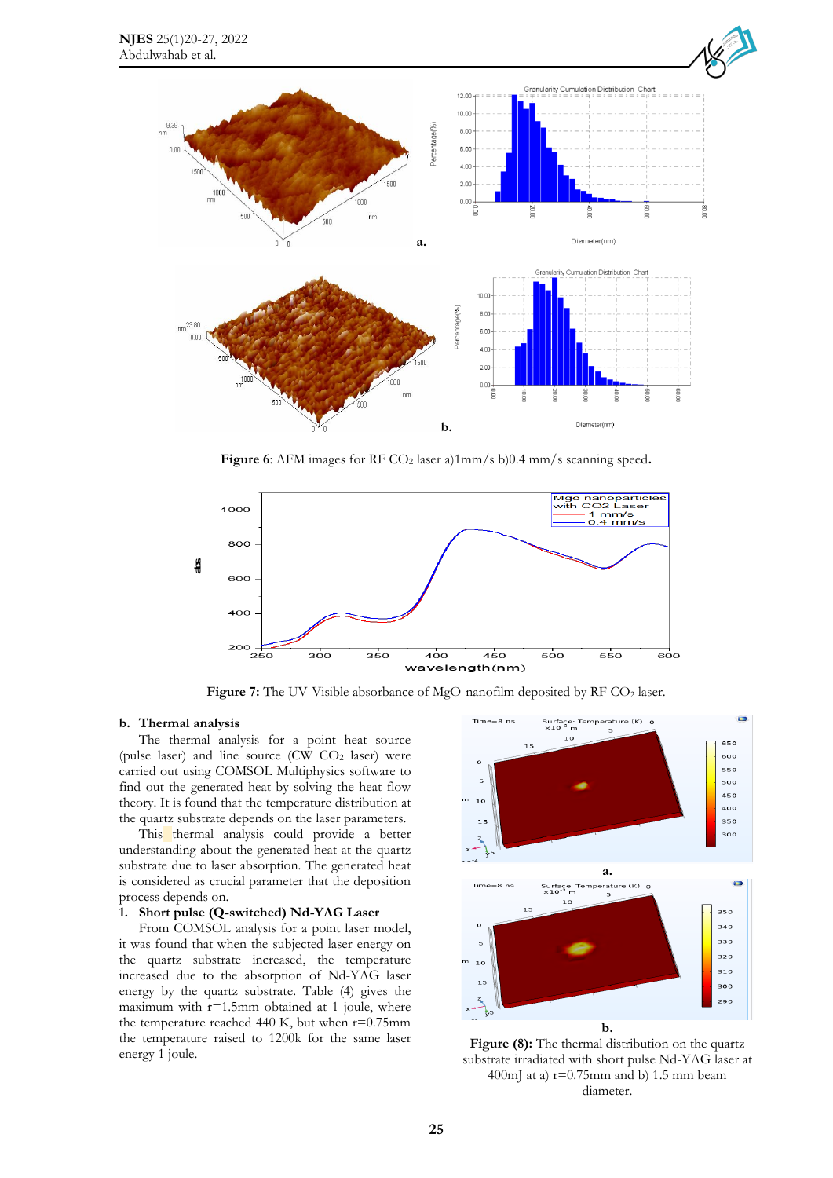Figure 6: AFM images for RF $CO_2$ laser a)1mm/s b)0.4 mm/s scanning speed.

Figure 7: The UV-Visible absorbance of MgO-nanofilm deposited by RF $CO_2$ laser.

### b. Thermal analysis

The thermal analysis for a point heat source (pulse laser) and line source (CW $CO_2$ laser) were carried out using COMSOL Multiphysics software to find out the generated heat by solving the heat flow theory. It is found that the temperature distribution at the quartz substrate depends on the laser parameters.

This thermal analysis could provide a better understanding about the generated heat at the quartz substrate due to laser absorption. The generated heat is considered as crucial parameter that the deposition process depends on.

#### 1. Short pulse (Q-switched) Nd-YAG Laser

From COMSOL analysis for a point laser model, it was found that when the subjected laser energy on the quartz substrate increased, the temperature increased due to the absorption of Nd-YAG laser energy by the quartz substrate. Table (4) gives the maximum with r=1.5mm obtained at 1 joule, where the temperature reached 440 K, but when r=0.75mm the temperature raised to 1200k for the same laser energy 1 joule.

Figure (8): The thermal distribution on the quartz substrate irradiated with short pulse Nd-YAG laser at 400mJ at a) r=0.75mm and b) 1.5 mm beam diameter.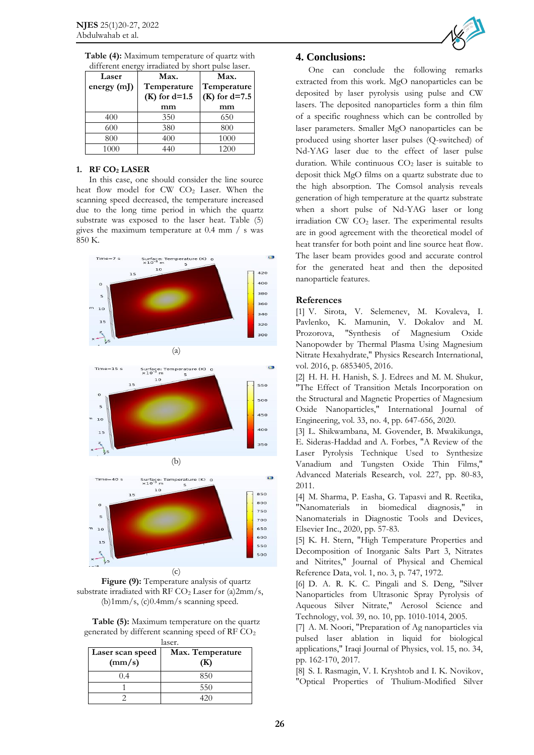Table (4): Maximum temperature of quartz with different energy irradiated by short pulse laser.

| Laser energy (mJ) | Max. Temperature (K) for d=1.5 mm | Max. Temperature (K) for d=7.5 mm |
|---|---|---|
| 400 | 350 | 650 |
| 600 | 380 | 800 |
| 800 | 400 | 1000 |
| 1000 | 440 | 1200 |

### 1. RF $CO_2$ LASER

In this case, one should consider the line source heat flow model for CW $CO_2$ Laser. When the scanning speed decreased, the temperature increased due to the long time period in which the quartz substrate was exposed to the laser heat. Table (5) gives the maximum temperature at 0.4 mm / s was 850 K.

(a)

(b)

(c)

Figure (9): Temperature analysis of quartz substrate irradiated with RF $CO_2$ Laser for (a)2mm/s, (b)1mm/s, (c)0.4mm/s scanning speed.

Table (5): Maximum temperature on the quartz generated by different scanning speed of RF $CO_2$ laser.

| Laser scan speed (mm/s) | Max. Temperature (K) |
|---|---|
| 0.4 | 850 |
| 1 | 550 |
| 2 | 420 |

## 4. Conclusions:

One can conclude the following remarks extracted from this work. MgO nanoparticles can be deposited by laser pyrolysis using pulse and CW lasers. The deposited nanoparticles form a thin film of a specific roughness which can be controlled by laser parameters. Smaller MgO nanoparticles can be produced using shorter laser pulses (Q-switched) of Nd-YAG laser due to the effect of laser pulse duration. While continuous $CO_2$ laser is suitable to deposit thick MgO films on a quartz substrate due to the high absorption. The Comsol analysis reveals generation of high temperature at the quartz substrate when a short pulse of Nd-YAG laser or long irradiation CW $CO_2$ laser. The experimental results are in good agreement with the theoretical model of heat transfer for both point and line source heat flow. The laser beam provides good and accurate control for the generated heat and then the deposited nanoparticle features.

## References

[1] V. Sirota, V. Selemenev, M. Kovaleva, I. Pavlenko, K. Mamunin, V. Dokalov and M. Prozorova, "Synthesis of Magnesium Oxide Nanopowder by Thermal Plasma Using Magnesium Nitrate Hexahydrate," Physics Research International, vol. 2016, p. 6853405, 2016.

[2] H. H. H. Hanish, S. J. Edrees and M. M. Shukur, "The Effect of Transition Metals Incorporation on the Structural and Magnetic Properties of Magnesium Oxide Nanoparticles," International Journal of Engineering, vol. 33, no. 4, pp. 647-656, 2020.

[3] L. Shikwambana, M. Govender, B. Mwakikunga, E. Sideras-Haddad and A. Forbes, "A Review of the Laser Pyrolysis Technique Used to Synthesize Vanadium and Tungsten Oxide Thin Films," Advanced Materials Research, vol. 227, pp. 80-83, 2011.

[4] M. Sharma, P. Easha, G. Tapasvi and R. Reetika, "Nanomaterials in biomedical diagnosis," in Nanomaterials in Diagnostic Tools and Devices, Elsevier Inc., 2020, pp. 57-83.

[5] K. H. Stern, "High Temperature Properties and Decomposition of Inorganic Salts Part 3, Nitrates and Nitrites," Journal of Physical and Chemical Reference Data, vol. 1, no. 3, p. 747, 1972.

[6] D. A. R. K. C. Pingali and S. Deng, "Silver Nanoparticles from Ultrasonic Spray Pyrolysis of Aqueous Silver Nitrate," Aerosol Science and Technology, vol. 39, no. 10, pp. 1010-1014, 2005.

[7] A. M. Noori, "Preparation of Ag nanoparticles via pulsed laser ablation in liquid for biological applications," Iraqi Journal of Physics, vol. 15, no. 34, pp. 162-170, 2017.

[8] S. I. Rasmagin, V. I. Kryshtob and I. K. Novikov, "Optical Properties of Thulium-Modified Silver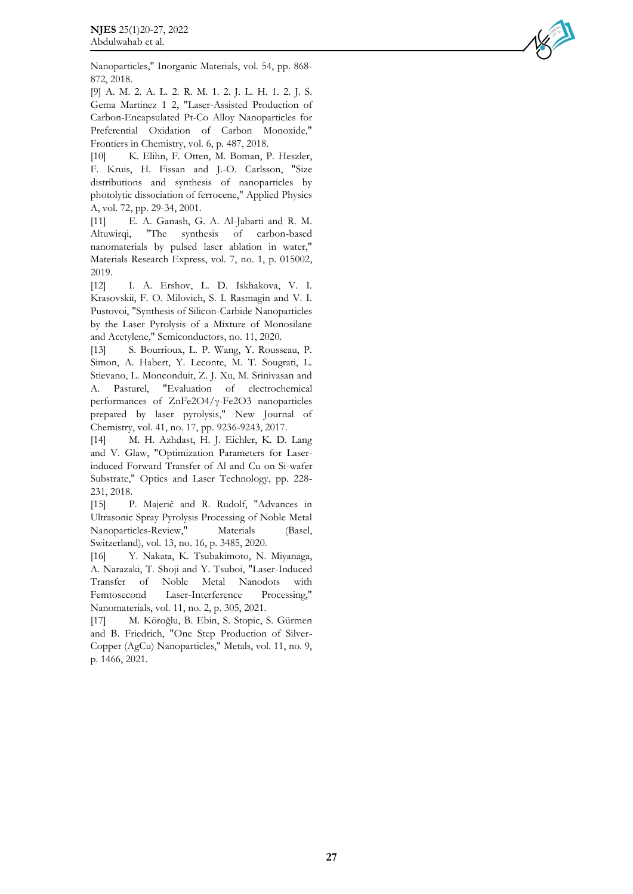Nanoparticles," Inorganic Materials, vol. 54, pp. 868-872, 2018.

[9] A. M. 2. A. L. 2. R. M. 1. 2. J. L. H. 1. 2. J. S. Gema Martinez 1 2, "Laser-Assisted Production of Carbon-Encapsulated Pt-Co Alloy Nanoparticles for Preferential Oxidation of Carbon Monoxide," Frontiers in Chemistry, vol. 6, p. 487, 2018.

[10] K. Elihn, F. Otten, M. Boman, P. Heszler, F. Kruis, H. Fissan and J.-O. Carlsson, "Size distributions and synthesis of nanoparticles by photolytic dissociation of ferrocene," Applied Physics A, vol. 72, pp. 29-34, 2001.

[11] E. A. Ganash, G. A. Al-Jabarti and R. M. Altuwirqi, "The synthesis of carbon-based nanomaterials by pulsed laser ablation in water," Materials Research Express, vol. 7, no. 1, p. 015002, 2019.

[12] I. A. Ershov, L. D. Iskhakova, V. I. Krasovskii, F. O. Milovich, S. I. Rasmagin and V. I. Pustovoi, "Synthesis of Silicon-Carbide Nanoparticles by the Laser Pyrolysis of a Mixture of Monosilane and Acetylene," Semiconductors, no. 11, 2020.

[13] S. Bourrioux, L. P. Wang, Y. Rousseau, P. Simon, A. Habert, Y. Leconte, M. T. Sougrati, L. Stievano, L. Monconduit, Z. J. Xu, M. Srinivasan and A. Pasturel, "Evaluation of electrochemical performances of $ZnFe_2O_4$/γ-$Fe_2O_3$ nanoparticles prepared by laser pyrolysis," New Journal of Chemistry, vol. 41, no. 17, pp. 9236-9243, 2017.

[14] M. H. Azhdast, H. J. Eichler, K. D. Lang and V. Glaw, "Optimization Parameters for Laser-induced Forward Transfer of Al and Cu on Si-wafer Substrate," Optics and Laser Technology, pp. 228-231, 2018.

[15] P. Majerič and R. Rudolf, "Advances in Ultrasonic Spray Pyrolysis Processing of Noble Metal Nanoparticles-Review," Materials (Basel, Switzerland), vol. 13, no. 16, p. 3485, 2020.

[16] Y. Nakata, K. Tsubakimoto, N. Miyanaga, A. Narazaki, T. Shoji and Y. Tsuboi, "Laser-Induced Transfer of Noble Metal Nanodots with Femtosecond Laser-Interference Processing," Nanomaterials, vol. 11, no. 2, p. 305, 2021.

[17] M. Köroğlu, B. Ebin, S. Stopic, S. Gürmen and B. Friedrich, "One Step Production of Silver-Copper (AgCu) Nanoparticles," Metals, vol. 11, no. 9, p. 1466, 2021.